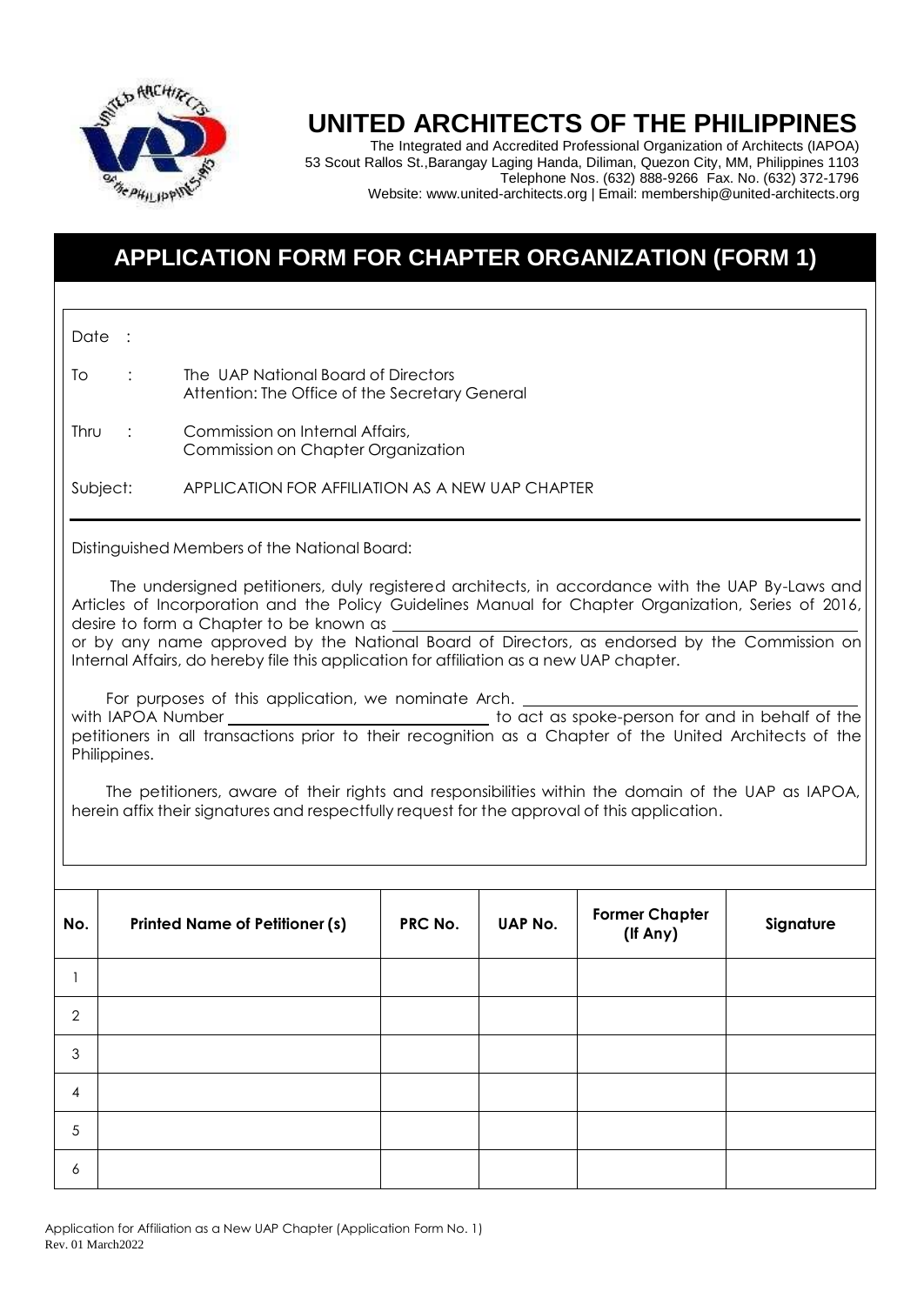# UNITED ARCHITECTS OF THE PHILIPPINES

The Integrated and Accredited Professional Organization of Architects (IAPOA)
53 Scout Rallos St.,Barangay Laging Handa, Diliman, Quezon City, MM, Philippines 1103
Telephone Nos. (632) 888-9266 Fax. No. (632) 372-1796
Website: www.united-architects.org | Email: membership@united-architects.org

## APPLICATION FORM FOR CHAPTER ORGANIZATION (FORM 1)

Date :

To : The UAP National Board of Directors
Attention: The Office of the Secretary General

Thru : Commission on Internal Affairs,
Commission on Chapter Organization

Subject: APPLICATION FOR AFFILIATION AS A NEW UAP CHAPTER

---

Distinguished Members of the National Board:

The undersigned petitioners, duly registered architects, in accordance with the UAP By-Laws and Articles of Incorporation and the Policy Guidelines Manual for Chapter Organization, Series of 2016, desire to form a Chapter to be known as ______________________________ or by any name approved by the National Board of Directors, as endorsed by the Commission on Internal Affairs, do hereby file this application for affiliation as a new UAP chapter.

For purposes of this application, we nominate Arch. ______________________________ with IAPOA Number ____________________ to act as spoke-person for and in behalf of the petitioners in all transactions prior to their recognition as a Chapter of the United Architects of the Philippines.

The petitioners, aware of their rights and responsibilities within the domain of the UAP as IAPOA, herein affix their signatures and respectfully request for the approval of this application.

| No. | Printed Name of Petitioner (s) | PRC No. | UAP No. | Former Chapter (If Any) | Signature |
|---|---|---|---|---|---|
| 1 | | | | | |
| 2 | | | | | |
| 3 | | | | | |
| 4 | | | | | |
| 5 | | | | | |
| 6 | | | | | |

Application for Affiliation as a New UAP Chapter (Application Form No. 1)
Rev. 01 March2022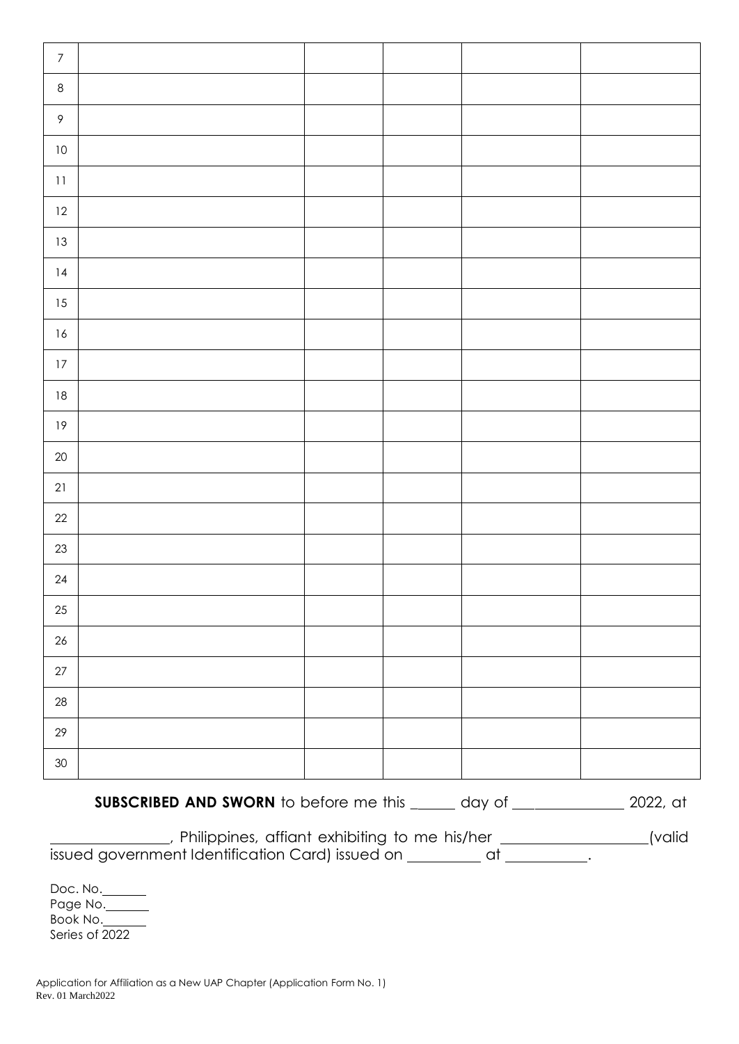| | | | | | |
|---|---|---|---|---|---|
| 7 | | | | | |
| 8 | | | | | |
| 9 | | | | | |
| 10 | | | | | |
| 11 | | | | | |
| 12 | | | | | |
| 13 | | | | | |
| 14 | | | | | |
| 15 | | | | | |
| 16 | | | | | |
| 17 | | | | | |
| 18 | | | | | |
| 19 | | | | | |
| 20 | | | | | |
| 21 | | | | | |
| 22 | | | | | |
| 23 | | | | | |
| 24 | | | | | |
| 25 | | | | | |
| 26 | | | | | |
| 27 | | | | | |
| 28 | | | | | |
| 29 | | | | | |
| 30 | | | | | |

**SUBSCRIBED AND SWORN** to before me this ______ day of ______________ 2022, at _______________, Philippines, affiant exhibiting to me his/her ___________________(valid issued government Identification Card) issued on _________ at __________.

Doc. No.______
Page No.______
Book No.______
Series of 2022

Application for Affiliation as a New UAP Chapter (Application Form No. 1)
Rev. 01 March2022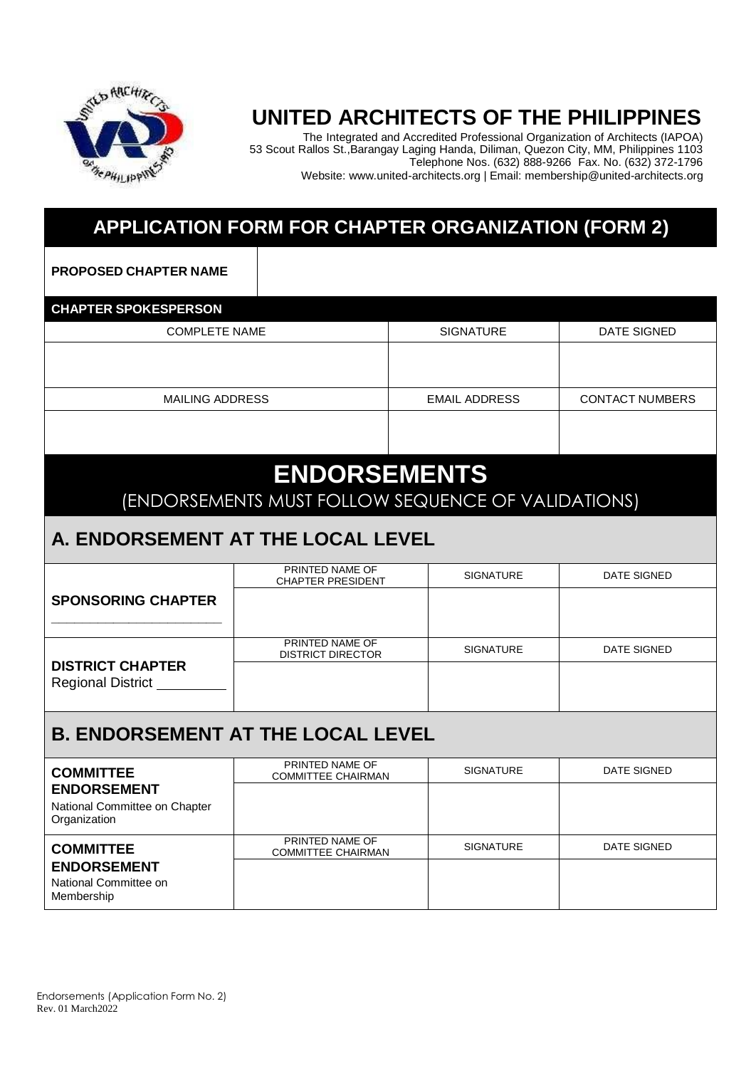# UNITED ARCHITECTS OF THE PHILIPPINES

The Integrated and Accredited Professional Organization of Architects (IAPOA)
53 Scout Rallos St.,Barangay Laging Handa, Diliman, Quezon City, MM, Philippines 1103
Telephone Nos. (632) 888-9266 Fax. No. (632) 372-1796
Website: www.united-architects.org | Email: membership@united-architects.org

## APPLICATION FORM FOR CHAPTER ORGANIZATION (FORM 2)

| **PROPOSED CHAPTER NAME** | |
|---|---|

**CHAPTER SPOKESPERSON**

| COMPLETE NAME | SIGNATURE | DATE SIGNED |
|---|---|---|
| | | |
| MAILING ADDRESS | EMAIL ADDRESS | CONTACT NUMBERS |
| | | |

# ENDORSEMENTS

(ENDORSEMENTS MUST FOLLOW SEQUENCE OF VALIDATIONS)

## A. ENDORSEMENT AT THE LOCAL LEVEL

| | PRINTED NAME OF CHAPTER PRESIDENT | SIGNATURE | DATE SIGNED |
|---|---|---|---|
| **SPONSORING CHAPTER** ______________________ | | | |
| | PRINTED NAME OF DISTRICT DIRECTOR | SIGNATURE | DATE SIGNED |
| **DISTRICT CHAPTER** Regional District ________ | | | |

## B. ENDORSEMENT AT THE LOCAL LEVEL

| | PRINTED NAME OF COMMITTEE CHAIRMAN | SIGNATURE | DATE SIGNED |
|---|---|---|---|
| **COMMITTEE ENDORSEMENT** National Committee on Chapter Organization | | | |
| | PRINTED NAME OF COMMITTEE CHAIRMAN | SIGNATURE | DATE SIGNED |
| **COMMITTEE ENDORSEMENT** National Committee on Membership | | | |

Endorsements (Application Form No. 2)
Rev. 01 March2022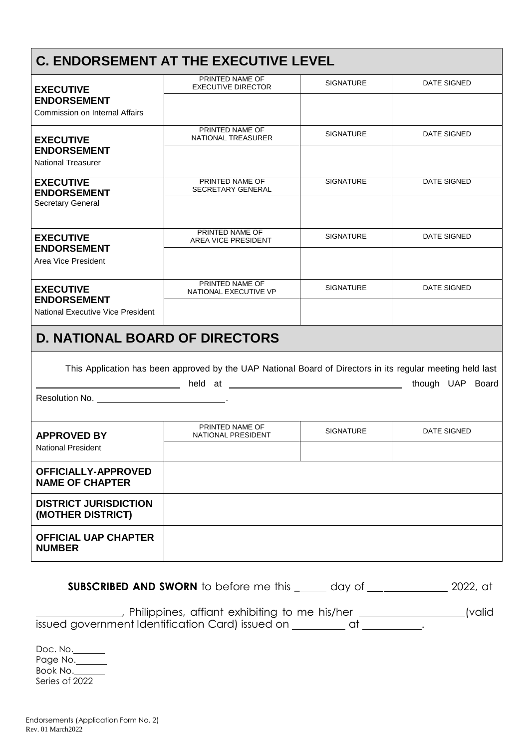## C. ENDORSEMENT AT THE EXECUTIVE LEVEL

| | | | |
|---|---|---|---|
| **EXECUTIVE ENDORSEMENT**<br>Commission on Internal Affairs | PRINTED NAME OF EXECUTIVE DIRECTOR | SIGNATURE | DATE SIGNED |
| | | | |
| **EXECUTIVE ENDORSEMENT**<br>National Treasurer | PRINTED NAME OF NATIONAL TREASURER | SIGNATURE | DATE SIGNED |
| | | | |
| **EXECUTIVE ENDORSEMENT**<br>Secretary General | PRINTED NAME OF SECRETARY GENERAL | SIGNATURE | DATE SIGNED |
| | | | |
| **EXECUTIVE ENDORSEMENT**<br>Area Vice President | PRINTED NAME OF AREA VICE PRESIDENT | SIGNATURE | DATE SIGNED |
| | | | |
| **EXECUTIVE ENDORSEMENT**<br>National Executive Vice President | PRINTED NAME OF NATIONAL EXECUTIVE VP | SIGNATURE | DATE SIGNED |
| | | | |

## D. NATIONAL BOARD OF DIRECTORS

This Application has been approved by the UAP National Board of Directors in its regular meeting held last ____________________ held at ____________________________ though UAP Board Resolution No. ____________________.

| | | | |
|---|---|---|---|
| **APPROVED BY**<br>National President | PRINTED NAME OF NATIONAL PRESIDENT | SIGNATURE | DATE SIGNED |
| | | | |
| **OFFICIALLY-APPROVED NAME OF CHAPTER** | | | |
| **DISTRICT JURISDICTION (MOTHER DISTRICT)** | | | |
| **OFFICIAL UAP CHAPTER NUMBER** | | | |

**SUBSCRIBED AND SWORN** to before me this _____ day of _____________ 2022, at _______________, Philippines, affiant exhibiting to me his/her __________________(valid issued government Identification Card) issued on _________ at __________.

Doc. No.______
Page No.______
Book No.______
Series of 2022

Endorsements (Application Form No. 2)
Rev. 01 March2022